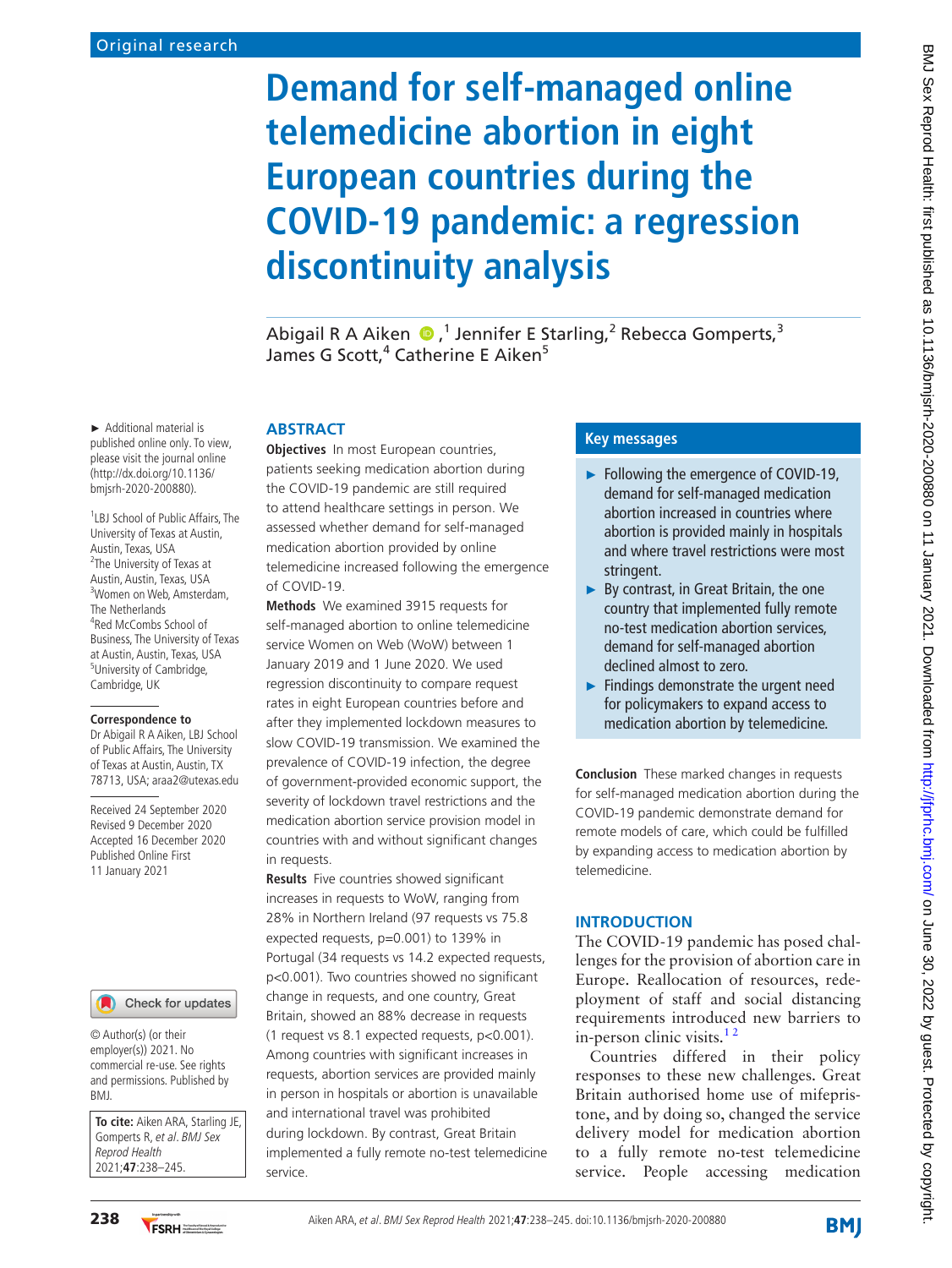Original research

# Demand for self-managed online telemedicine abortion in eight European countries during the COVID-19 pandemic: a regression discontinuity analysis

Abigail R A Aiken,[1] Jennifer E Starling,[2] Rebecca Gomperts,[3] James G Scott,[4] Catherine E Aiken[5]

► Additional material is published online only. To view, please visit the journal online (http://dx.doi.org/10.1136/bmjsrh-2020-200880).

[1]LBJ School of Public Affairs, The University of Texas at Austin, Austin, Texas, USA
[2]The University of Texas at Austin, Austin, Texas, USA
[3]Women on Web, Amsterdam, The Netherlands
[4]Red McCombs School of Business, The University of Texas at Austin, Austin, Texas, USA
[5]University of Cambridge, Cambridge, UK

**Correspondence to**
Dr Abigail R A Aiken, LBJ School of Public Affairs, The University of Texas at Austin, Austin, TX 78713, USA; araa2@utexas.edu

Received 24 September 2020
Revised 9 December 2020
Accepted 16 December 2020
Published Online First 11 January 2021

© Author(s) (or their employer(s)) 2021. No commercial re-use. See rights and permissions. Published by BMJ.

**To cite:** Aiken ARA, Starling JE, Gomperts R, *et al*. *BMJ Sex Reprod Health* 2021;**47**:238–245.

## ABSTRACT

**Objectives** In most European countries, patients seeking medication abortion during the COVID-19 pandemic are still required to attend healthcare settings in person. We assessed whether demand for self-managed medication abortion provided by online telemedicine increased following the emergence of COVID-19.

**Methods** We examined 3915 requests for self-managed abortion to online telemedicine service Women on Web (WoW) between 1 January 2019 and 1 June 2020. We used regression discontinuity to compare request rates in eight European countries before and after they implemented lockdown measures to slow COVID-19 transmission. We examined the prevalence of COVID-19 infection, the degree of government-provided economic support, the severity of lockdown travel restrictions and the medication abortion service provision model in countries with and without significant changes in requests.

**Results** Five countries showed significant increases in requests to WoW, ranging from 28% in Northern Ireland (97 requests vs 75.8 expected requests, p=0.001) to 139% in Portugal (34 requests vs 14.2 expected requests, p<0.001). Two countries showed no significant change in requests, and one country, Great Britain, showed an 88% decrease in requests (1 request vs 8.1 expected requests, p<0.001). Among countries with significant increases in requests, abortion services are provided mainly in person in hospitals or abortion is unavailable and international travel was prohibited during lockdown. By contrast, Great Britain implemented a fully remote no-test telemedicine service.

**Conclusion** These marked changes in requests for self-managed medication abortion during the COVID-19 pandemic demonstrate demand for remote models of care, which could be fulfilled by expanding access to medication abortion by telemedicine.

### Key messages

- ► Following the emergence of COVID-19, demand for self-managed medication abortion increased in countries where abortion is provided mainly in hospitals and where travel restrictions were most stringent.
- ► By contrast, in Great Britain, the one country that implemented fully remote no-test medication abortion services, demand for self-managed abortion declined almost to zero.
- ► Findings demonstrate the urgent need for policymakers to expand access to medication abortion by telemedicine.

## INTRODUCTION

The COVID-19 pandemic has posed challenges for the provision of abortion care in Europe. Reallocation of resources, redeployment of staff and social distancing requirements introduced new barriers to in-person clinic visits.[1,2]

Countries differed in their policy responses to these new challenges. Great Britain authorised home use of mifepristone, and by doing so, changed the service delivery model for medication abortion to a fully remote no-test telemedicine service. People accessing medication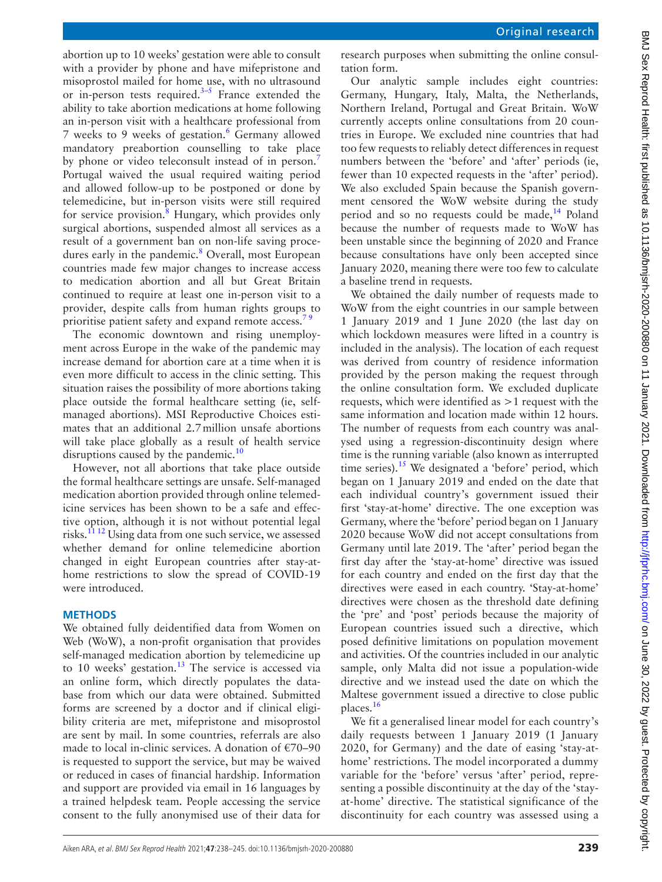abortion up to 10 weeks' gestation were able to consult with a provider by phone and have mifepristone and misoprostol mailed for home use, with no ultrasound or in-person tests required.[3–5] France extended the ability to take abortion medications at home following an in-person visit with a healthcare professional from 7 weeks to 9 weeks of gestation.[6] Germany allowed mandatory preabortion counselling to take place by phone or video teleconsult instead of in person.[7] Portugal waived the usual required waiting period and allowed follow-up to be postponed or done by telemedicine, but in-person visits were still required for service provision.[8] Hungary, which provides only surgical abortions, suspended almost all services as a result of a government ban on non-life saving procedures early in the pandemic.[8] Overall, most European countries made few major changes to increase access to medication abortion and all but Great Britain continued to require at least one in-person visit to a provider, despite calls from human rights groups to prioritise patient safety and expand remote access.[7 9]

The economic downtown and rising unemployment across Europe in the wake of the pandemic may increase demand for abortion care at a time when it is even more difficult to access in the clinic setting. This situation raises the possibility of more abortions taking place outside the formal healthcare setting (ie, self-managed abortions). MSI Reproductive Choices estimates that an additional 2.7 million unsafe abortions will take place globally as a result of health service disruptions caused by the pandemic.[10]

However, not all abortions that take place outside the formal healthcare settings are unsafe. Self-managed medication abortion provided through online telemedicine services has been shown to be a safe and effective option, although it is not without potential legal risks.[11 12] Using data from one such service, we assessed whether demand for online telemedicine abortion changed in eight European countries after stay-at-home restrictions to slow the spread of COVID-19 were introduced.

## METHODS

We obtained fully deidentified data from Women on Web (WoW), a non-profit organisation that provides self-managed medication abortion by telemedicine up to 10 weeks' gestation.[13] The service is accessed via an online form, which directly populates the database from which our data were obtained. Submitted forms are screened by a doctor and if clinical eligibility criteria are met, mifepristone and misoprostol are sent by mail. In some countries, referrals are also made to local in-clinic services. A donation of €70–90 is requested to support the service, but may be waived or reduced in cases of financial hardship. Information and support are provided via email in 16 languages by a trained helpdesk team. People accessing the service consent to the fully anonymised use of their data for research purposes when submitting the online consultation form.

Our analytic sample includes eight countries: Germany, Hungary, Italy, Malta, the Netherlands, Northern Ireland, Portugal and Great Britain. WoW currently accepts online consultations from 20 countries in Europe. We excluded nine countries that had too few requests to reliably detect differences in request numbers between the 'before' and 'after' periods (ie, fewer than 10 expected requests in the 'after' period). We also excluded Spain because the Spanish government censored the WoW website during the study period and so no requests could be made,[14] Poland because the number of requests made to WoW has been unstable since the beginning of 2020 and France because consultations have only been accepted since January 2020, meaning there were too few to calculate a baseline trend in requests.

We obtained the daily number of requests made to WoW from the eight countries in our sample between 1 January 2019 and 1 June 2020 (the last day on which lockdown measures were lifted in a country is included in the analysis). The location of each request was derived from country of residence information provided by the person making the request through the online consultation form. We excluded duplicate requests, which were identified as >1 request with the same information and location made within 12 hours. The number of requests from each country was analysed using a regression-discontinuity design where time is the running variable (also known as interrupted time series).[15] We designated a 'before' period, which began on 1 January 2019 and ended on the date that each individual country's government issued their first 'stay-at-home' directive. The one exception was Germany, where the 'before' period began on 1 January 2020 because WoW did not accept consultations from Germany until late 2019. The 'after' period began the first day after the 'stay-at-home' directive was issued for each country and ended on the first day that the directives were eased in each country. 'Stay-at-home' directives were chosen as the threshold date defining the 'pre' and 'post' periods because the majority of European countries issued such a directive, which posed definitive limitations on population movement and activities. Of the countries included in our analytic sample, only Malta did not issue a population-wide directive and we instead used the date on which the Maltese government issued a directive to close public places.[16]

We fit a generalised linear model for each country's daily requests between 1 January 2019 (1 January 2020, for Germany) and the date of easing 'stay-at-home' restrictions. The model incorporated a dummy variable for the 'before' versus 'after' period, representing a possible discontinuity at the day of the 'stay-at-home' directive. The statistical significance of the discontinuity for each country was assessed using a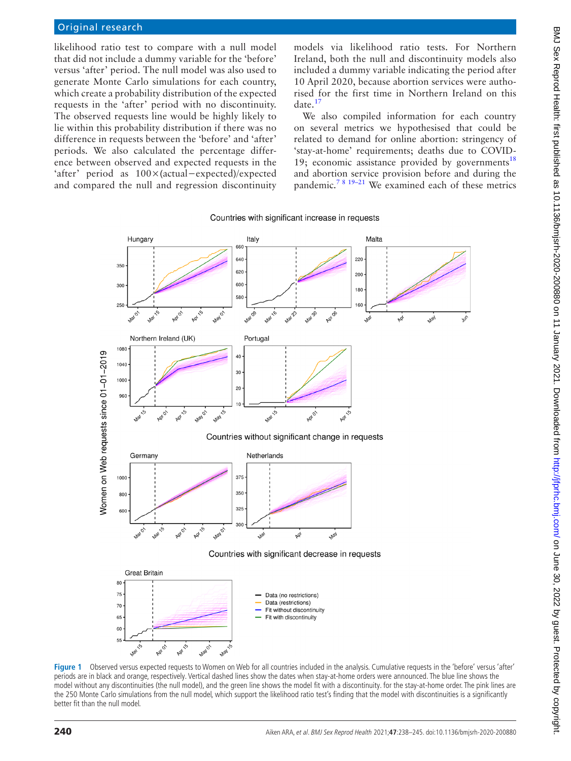likelihood ratio test to compare with a null model that did not include a dummy variable for the 'before' versus 'after' period. The null model was also used to generate Monte Carlo simulations for each country, which create a probability distribution of the expected requests in the 'after' period with no discontinuity. The observed requests line would be highly likely to lie within this probability distribution if there was no difference in requests between the 'before' and 'after' periods. We also calculated the percentage difference between observed and expected requests in the 'after' period as $100\times(\text{actual}-\text{expected})/\text{expected}$ and compared the null and regression discontinuity models via likelihood ratio tests. For Northern Ireland, both the null and discontinuity models also included a dummy variable indicating the period after 10 April 2020, because abortion services were authorised for the first time in Northern Ireland on this date.[17]

We also compiled information for each country on several metrics we hypothesised that could be related to demand for online abortion: stringency of 'stay-at-home' requirements; deaths due to COVID-19; economic assistance provided by governments[18] and abortion service provision before and during the pandemic.[7 8 19–21] We examined each of these metrics

Figure 1 Observed versus expected requests to Women on Web for all countries included in the analysis. Cumulative requests in the 'before' versus 'after' periods are in black and orange, respectively. Vertical dashed lines show the dates when stay-at-home orders were announced. The blue line shows the model without any discontinuities (the null model), and the green line shows the model fit with a discontinuity. for the stay-at-home order. The pink lines are the 250 Monte Carlo simulations from the null model, which support the likelihood ratio test's finding that the model with discontinuities is a significantly better fit than the null model.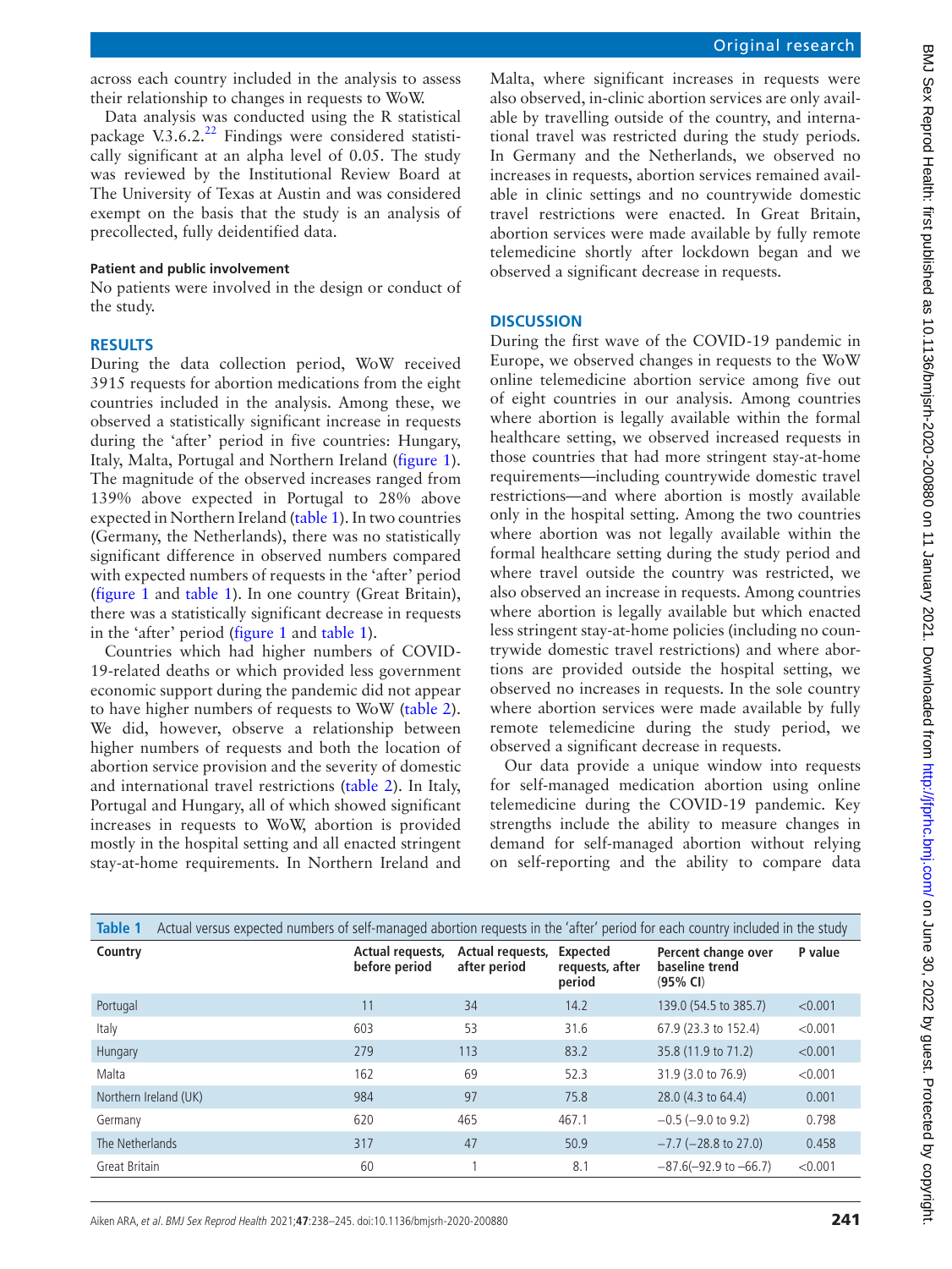across each country included in the analysis to assess their relationship to changes in requests to WoW.

Data analysis was conducted using the R statistical package V.3.6.2.[22] Findings were considered statistically significant at an alpha level of 0.05. The study was reviewed by the Institutional Review Board at The University of Texas at Austin and was considered exempt on the basis that the study is an analysis of precollected, fully deidentified data.

#### Patient and public involvement

No patients were involved in the design or conduct of the study.

## RESULTS

During the data collection period, WoW received 3915 requests for abortion medications from the eight countries included in the analysis. Among these, we observed a statistically significant increase in requests during the 'after' period in five countries: Hungary, Italy, Malta, Portugal and Northern Ireland (figure 1). The magnitude of the observed increases ranged from 139% above expected in Portugal to 28% above expected in Northern Ireland (table 1). In two countries (Germany, the Netherlands), there was no statistically significant difference in observed numbers compared with expected numbers of requests in the 'after' period (figure 1 and table 1). In one country (Great Britain), there was a statistically significant decrease in requests in the 'after' period (figure 1 and table 1).

Countries which had higher numbers of COVID-19-related deaths or which provided less government economic support during the pandemic did not appear to have higher numbers of requests to WoW (table 2). We did, however, observe a relationship between higher numbers of requests and both the location of abortion service provision and the severity of domestic and international travel restrictions (table 2). In Italy, Portugal and Hungary, all of which showed significant increases in requests to WoW, abortion is provided mostly in the hospital setting and all enacted stringent stay-at-home requirements. In Northern Ireland and Malta, where significant increases in requests were also observed, in-clinic abortion services are only available by travelling outside of the country, and international travel was restricted during the study periods. In Germany and the Netherlands, we observed no increases in requests, abortion services remained available in clinic settings and no countrywide domestic travel restrictions were enacted. In Great Britain, abortion services were made available by fully remote telemedicine shortly after lockdown began and we observed a significant decrease in requests.

## DISCUSSION

During the first wave of the COVID-19 pandemic in Europe, we observed changes in requests to the WoW online telemedicine abortion service among five out of eight countries in our analysis. Among countries where abortion is legally available within the formal healthcare setting, we observed increased requests in those countries that had more stringent stay-at-home requirements—including countrywide domestic travel restrictions—and where abortion is mostly available only in the hospital setting. Among the two countries where abortion was not legally available within the formal healthcare setting during the study period and where travel outside the country was restricted, we also observed an increase in requests. Among countries where abortion is legally available but which enacted less stringent stay-at-home policies (including no countrywide domestic travel restrictions) and where abortions are provided outside the hospital setting, we observed no increases in requests. In the sole country where abortion services were made available by fully remote telemedicine during the study period, we observed a significant decrease in requests.

Our data provide a unique window into requests for self-managed medication abortion using online telemedicine during the COVID-19 pandemic. Key strengths include the ability to measure changes in demand for self-managed abortion without relying on self-reporting and the ability to compare data

**Table 1** Actual versus expected numbers of self-managed abortion requests in the 'after' period for each country included in the study

| Country | Actual requests, before period | Actual requests, after period | Expected requests, after period | Percent change over baseline trend (95% CI) | P value |
|---|---|---|---|---|---|
| Portugal | 11 | 34 | 14.2 | 139.0 (54.5 to 385.7) | <0.001 |
| Italy | 603 | 53 | 31.6 | 67.9 (23.3 to 152.4) | <0.001 |
| Hungary | 279 | 113 | 83.2 | 35.8 (11.9 to 71.2) | <0.001 |
| Malta | 162 | 69 | 52.3 | 31.9 (3.0 to 76.9) | <0.001 |
| Northern Ireland (UK) | 984 | 97 | 75.8 | 28.0 (4.3 to 64.4) | 0.001 |
| Germany | 620 | 465 | 467.1 | −0.5 (−9.0 to 9.2) | 0.798 |
| The Netherlands | 317 | 47 | 50.9 | −7.7 (−28.8 to 27.0) | 0.458 |
| Great Britain | 60 | 1 | 8.1 | −87.6(−92.9 to −66.7) | <0.001 |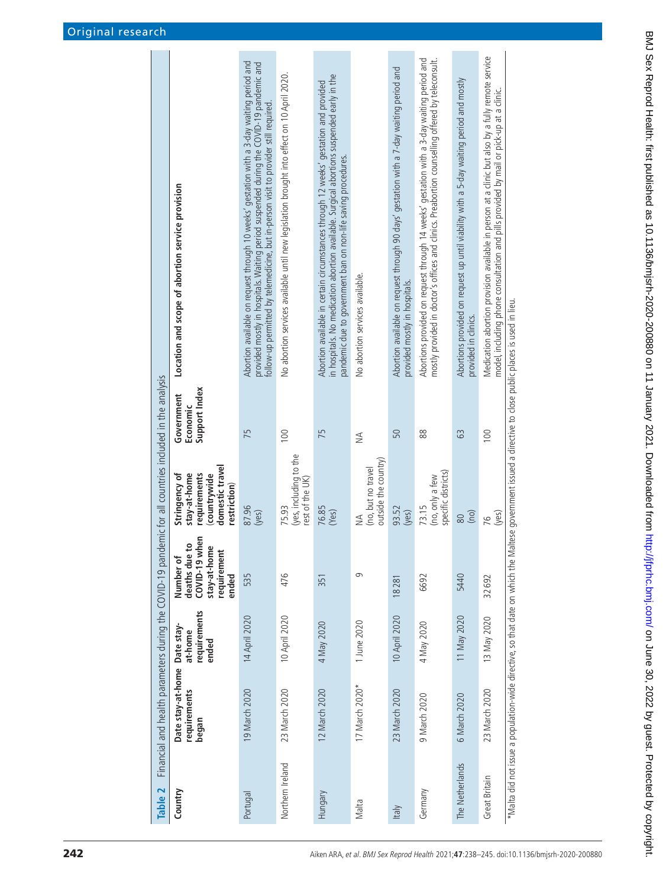**Table 2** Financial and health parameters during the COVID-19 pandemic for all countries included in the analysis

| Country | Date stay-at-home requirements began | Date stay-at-home requirements ended | Number of deaths due to COVID-19 when stay-at-home requirement ended | Stringency of stay-at-home requirements (countrywide domestic travel restriction) | Government Economic Support Index | Location and scope of abortion service provision |
|---|---|---|---|---|---|---|
| Portugal | 19 March 2020 | 14 April 2020 | 535 | 87.96 (yes) | 75 | Abortion available on request through 10 weeks' gestation with a 3-day waiting period and provided mostly in hospitals. Waiting period suspended during the COVID-19 pandemic and follow-up permitted by telemedicine, but in-person visit to provider still required. |
| Northern Ireland | 23 March 2020 | 10 April 2020 | 476 | 75.93 (yes, including to the rest of the UK) | 100 | No abortion services available until new legislation brought into effect on 10 April 2020. |
| Hungary | 12 March 2020 | 4 May 2020 | 351 | 76.85 (Yes) | 75 | Abortion available in certain circumstances through 12 weeks' gestation and provided in hospitals. No medication abortion available. Surgical abortions suspended early in the pandemic due to government ban on non-life saving procedures. |
| Malta | 17 March 2020* | 1 June 2020 | 9 | NA (no, but no travel outside the country) | NA | No abortion services available. |
| Italy | 23 March 2020 | 10 April 2020 | 18 281 | 93.52 (yes) | 50 | Abortion available on request through 90 days' gestation with a 7-day waiting period and provided mostly in hospitals. |
| Germany | 9 March 2020 | 4 May 2020 | 6692 | 73.15 (no, only a few specific districts) | 88 | Abortions provided on request through 14 weeks' gestation with a 3-day waiting period and mostly provided in doctor's offices and clinics. Preabortion counselling offered by teleconsult. |
| The Netherlands | 6 March 2020 | 11 May 2020 | 5440 | 80 (no) | 63 | Abortions provided on request up until viability with a 5-day waiting period and mostly provided in clinics. |
| Great Britain | 23 March 2020 | 13 May 2020 | 32 692 | 76 (yes) | 100 | Medication abortion provision available in person at a clinic but also by a fully remote service model, including phone consultation and pills provided by mail or pick-up at a clinic. |

*Malta did not issue a population-wide directive, so that date on which the Maltese government issued a directive to close public places is used in lieu.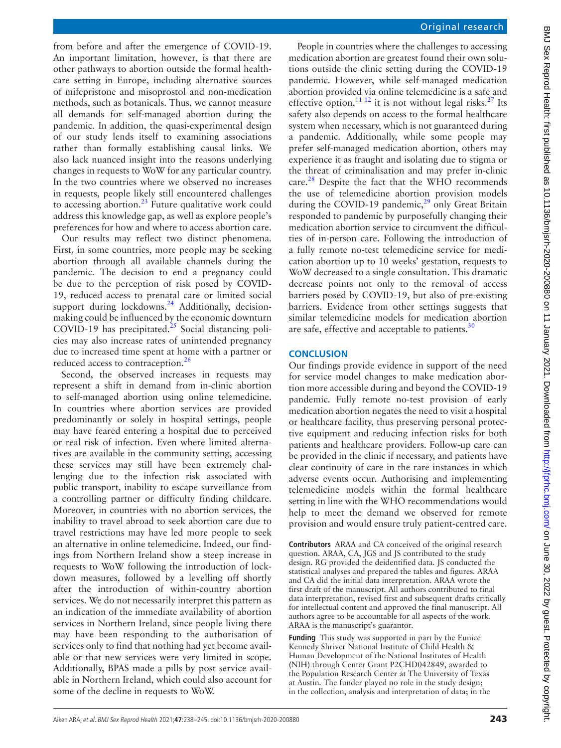from before and after the emergence of COVID-19. An important limitation, however, is that there are other pathways to abortion outside the formal healthcare setting in Europe, including alternative sources of mifepristone and misoprostol and non-medication methods, such as botanicals. Thus, we cannot measure all demands for self-managed abortion during the pandemic. In addition, the quasi-experimental design of our study lends itself to examining associations rather than formally establishing causal links. We also lack nuanced insight into the reasons underlying changes in requests to WoW for any particular country. In the two countries where we observed no increases in requests, people likely still encountered challenges to accessing abortion.[23] Future qualitative work could address this knowledge gap, as well as explore people's preferences for how and where to access abortion care.

Our results may reflect two distinct phenomena. First, in some countries, more people may be seeking abortion through all available channels during the pandemic. The decision to end a pregnancy could be due to the perception of risk posed by COVID-19, reduced access to prenatal care or limited social support during lockdowns.[24] Additionally, decision-making could be influenced by the economic downturn COVID-19 has precipitated.[25] Social distancing policies may also increase rates of unintended pregnancy due to increased time spent at home with a partner or reduced access to contraception.[26]

Second, the observed increases in requests may represent a shift in demand from in-clinic abortion to self-managed abortion using online telemedicine. In countries where abortion services are provided predominantly or solely in hospital settings, people may have feared entering a hospital due to perceived or real risk of infection. Even where limited alternatives are available in the community setting, accessing these services may still have been extremely challenging due to the infection risk associated with public transport, inability to escape surveillance from a controlling partner or difficulty finding childcare. Moreover, in countries with no abortion services, the inability to travel abroad to seek abortion care due to travel restrictions may have led more people to seek an alternative in online telemedicine. Indeed, our findings from Northern Ireland show a steep increase in requests to WoW following the introduction of lockdown measures, followed by a levelling off shortly after the introduction of within-country abortion services. We do not necessarily interpret this pattern as an indication of the immediate availability of abortion services in Northern Ireland, since people living there may have been responding to the authorisation of services only to find that nothing had yet become available or that new services were very limited in scope. Additionally, BPAS made a pills by post service available in Northern Ireland, which could also account for some of the decline in requests to WoW.

People in countries where the challenges to accessing medication abortion are greatest found their own solutions outside the clinic setting during the COVID-19 pandemic. However, while self-managed medication abortion provided via online telemedicine is a safe and effective option,[11,12] it is not without legal risks.[27] Its safety also depends on access to the formal healthcare system when necessary, which is not guaranteed during a pandemic. Additionally, while some people may prefer self-managed medication abortion, others may experience it as fraught and isolating due to stigma or the threat of criminalisation and may prefer in-clinic care.[28] Despite the fact that the WHO recommends the use of telemedicine abortion provision models during the COVID-19 pandemic,[29] only Great Britain responded to pandemic by purposefully changing their medication abortion service to circumvent the difficulties of in-person care. Following the introduction of a fully remote no-test telemedicine service for medication abortion up to 10 weeks' gestation, requests to WoW decreased to a single consultation. This dramatic decrease points not only to the removal of access barriers posed by COVID-19, but also of pre-existing barriers. Evidence from other settings suggests that similar telemedicine models for medication abortion are safe, effective and acceptable to patients.[30]

## CONCLUSION

Our findings provide evidence in support of the need for service model changes to make medication abortion more accessible during and beyond the COVID-19 pandemic. Fully remote no-test provision of early medication abortion negates the need to visit a hospital or healthcare facility, thus preserving personal protective equipment and reducing infection risks for both patients and healthcare providers. Follow-up care can be provided in the clinic if necessary, and patients have clear continuity of care in the rare instances in which adverse events occur. Authorising and implementing telemedicine models within the formal healthcare setting in line with the WHO recommendations would help to meet the demand we observed for remote provision and would ensure truly patient-centred care.

**Contributors** ARAA and CA conceived of the original research question. ARAA, CA, JGS and JS contributed to the study design. RG provided the deidentified data. JS conducted the statistical analyses and prepared the tables and figures. ARAA and CA did the initial data interpretation. ARAA wrote the first draft of the manuscript. All authors contributed to final data interpretation, revised first and subsequent drafts critically for intellectual content and approved the final manuscript. All authors agree to be accountable for all aspects of the work. ARAA is the manuscript's guarantor.

**Funding** This study was supported in part by the Eunice Kennedy Shriver National Institute of Child Health & Human Development of the National Institutes of Health (NIH) through Center Grant P2CHD042849, awarded to the Population Research Center at The University of Texas at Austin. The funder played no role in the study design; in the collection, analysis and interpretation of data; in the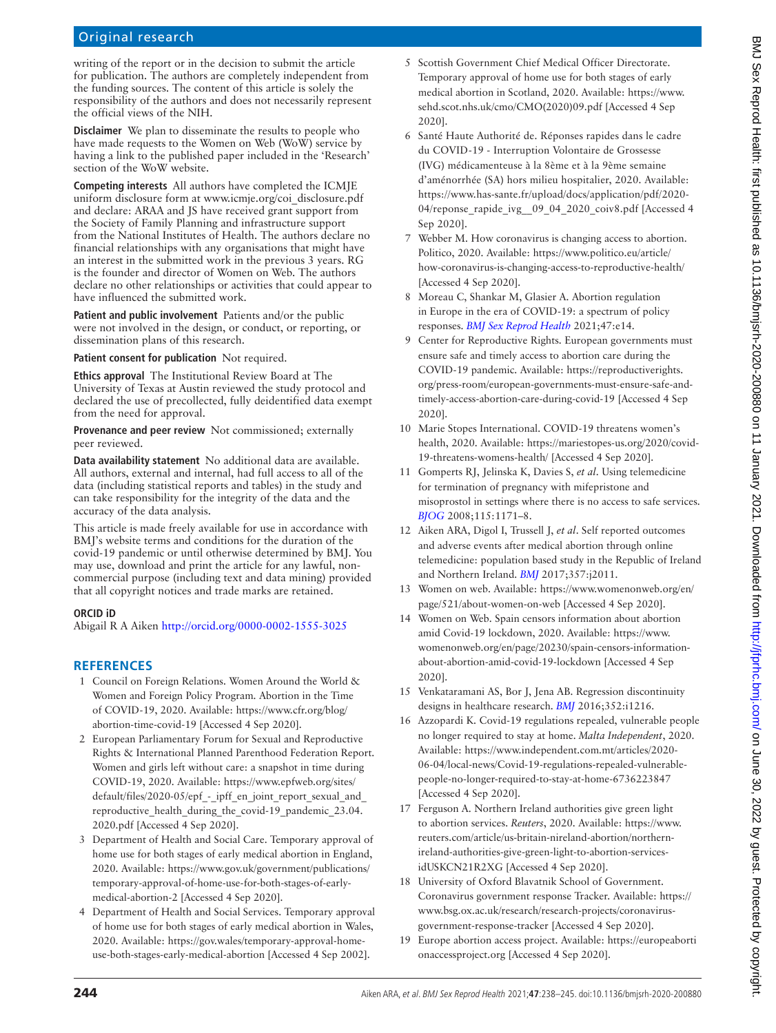writing of the report or in the decision to submit the article for publication. The authors are completely independent from the funding sources. The content of this article is solely the responsibility of the authors and does not necessarily represent the official views of the NIH.

**Disclaimer** We plan to disseminate the results to people who have made requests to the Women on Web (WoW) service by having a link to the published paper included in the 'Research' section of the WoW website.

**Competing interests** All authors have completed the ICMJE uniform disclosure form at www.icmje.org/coi_disclosure.pdf and declare: ARAA and JS have received grant support from the Society of Family Planning and infrastructure support from the National Institutes of Health. The authors declare no financial relationships with any organisations that might have an interest in the submitted work in the previous 3 years. RG is the founder and director of Women on Web. The authors declare no other relationships or activities that could appear to have influenced the submitted work.

**Patient and public involvement** Patients and/or the public were not involved in the design, or conduct, or reporting, or dissemination plans of this research.

**Patient consent for publication** Not required.

**Ethics approval** The Institutional Review Board at The University of Texas at Austin reviewed the study protocol and declared the use of precollected, fully deidentified data exempt from the need for approval.

**Provenance and peer review** Not commissioned; externally peer reviewed.

**Data availability statement** No additional data are available. All authors, external and internal, had full access to all of the data (including statistical reports and tables) in the study and can take responsibility for the integrity of the data and the accuracy of the data analysis.

This article is made freely available for use in accordance with BMJ's website terms and conditions for the duration of the covid-19 pandemic or until otherwise determined by BMJ. You may use, download and print the article for any lawful, non-commercial purpose (including text and data mining) provided that all copyright notices and trade marks are retained.

**ORCID iD**

Abigail R A Aiken http://orcid.org/0000-0002-1555-3025

## REFERENCES

1. Council on Foreign Relations. Women Around the World & Women and Foreign Policy Program. Abortion in the Time of COVID-19, 2020. Available: https://www.cfr.org/blog/abortion-time-covid-19 [Accessed 4 Sep 2020].
2. European Parliamentary Forum for Sexual and Reproductive Rights & International Planned Parenthood Federation Report. Women and girls left without care: a snapshot in time during COVID-19, 2020. Available: https://www.epfweb.org/sites/default/files/2020-05/epf_-_ipff_en_joint_report_sexual_and_reproductive_health_during_the_covid-19_pandemic_23.04.2020.pdf [Accessed 4 Sep 2020].
3. Department of Health and Social Care. Temporary approval of home use for both stages of early medical abortion in England, 2020. Available: https://www.gov.uk/government/publications/temporary-approval-of-home-use-for-both-stages-of-early-medical-abortion-2 [Accessed 4 Sep 2020].
4. Department of Health and Social Services. Temporary approval of home use for both stages of early medical abortion in Wales, 2020. Available: https://gov.wales/temporary-approval-home-use-both-stages-early-medical-abortion [Accessed 4 Sep 2002].
5. Scottish Government Chief Medical Officer Directorate. Temporary approval of home use for both stages of early medical abortion in Scotland, 2020. Available: https://www.sehd.scot.nhs.uk/cmo/CMO(2020)09.pdf [Accessed 4 Sep 2020].
6. Santé Haute Authorité de. Réponses rapides dans le cadre du COVID-19 - Interruption Volontaire de Grossesse (IVG) médicamenteuse à la 8ème et à la 9ème semaine d'aménorrhée (SA) hors milieu hospitalier, 2020. Available: https://www.has-sante.fr/upload/docs/application/pdf/2020-04/reponse_rapide_ivg__09_04_2020_coiv8.pdf [Accessed 4 Sep 2020].
7. Webber M. How coronavirus is changing access to abortion. Politico, 2020. Available: https://www.politico.eu/article/how-coronavirus-is-changing-access-to-reproductive-health/ [Accessed 4 Sep 2020].
8. Moreau C, Shankar M, Glasier A. Abortion regulation in Europe in the era of COVID-19: a spectrum of policy responses. *BMJ Sex Reprod Health* 2021;47:e14.
9. Center for Reproductive Rights. European governments must ensure safe and timely access to abortion care during the COVID-19 pandemic. Available: https://reproductiverights.org/press-room/european-governments-must-ensure-safe-and-timely-access-abortion-care-during-covid-19 [Accessed 4 Sep 2020].
10. Marie Stopes International. COVID-19 threatens women's health, 2020. Available: https://mariestopes-us.org/2020/covid-19-threatens-womens-health/ [Accessed 4 Sep 2020].
11. Gomperts RJ, Jelinska K, Davies S, *et al*. Using telemedicine for termination of pregnancy with mifepristone and misoprostol in settings where there is no access to safe services. *BJOG* 2008;115:1171–8.
12. Aiken ARA, Digol I, Trussell J, *et al*. Self reported outcomes and adverse events after medical abortion through online telemedicine: population based study in the Republic of Ireland and Northern Ireland. *BMJ* 2017;357:j2011.
13. Women on web. Available: https://www.womenonweb.org/en/page/521/about-women-on-web [Accessed 4 Sep 2020].
14. Women on Web. Spain censors information about abortion amid Covid-19 lockdown, 2020. Available: https://www.womenonweb.org/en/page/20230/spain-censors-information-about-abortion-amid-covid-19-lockdown [Accessed 4 Sep 2020].
15. Venkataramani AS, Bor J, Jena AB. Regression discontinuity designs in healthcare research. *BMJ* 2016;352:i1216.
16. Azzopardi K. Covid-19 regulations repealed, vulnerable people no longer required to stay at home. *Malta Independent*, 2020. Available: https://www.independent.com.mt/articles/2020-06-04/local-news/Covid-19-regulations-repealed-vulnerable-people-no-longer-required-to-stay-at-home-6736223847 [Accessed 4 Sep 2020].
17. Ferguson A. Northern Ireland authorities give green light to abortion services. *Reuters*, 2020. Available: https://www.reuters.com/article/us-britain-nireland-abortion/northern-ireland-authorities-give-green-light-to-abortion-services-idUSKCN21R2XG [Accessed 4 Sep 2020].
18. University of Oxford Blavatnik School of Government. Coronavirus government response Tracker. Available: https://www.bsg.ox.ac.uk/research/research-projects/coronavirus-government-response-tracker [Accessed 4 Sep 2020].
19. Europe abortion access project. Available: https://europeabortionaccessproject.org [Accessed 4 Sep 2020].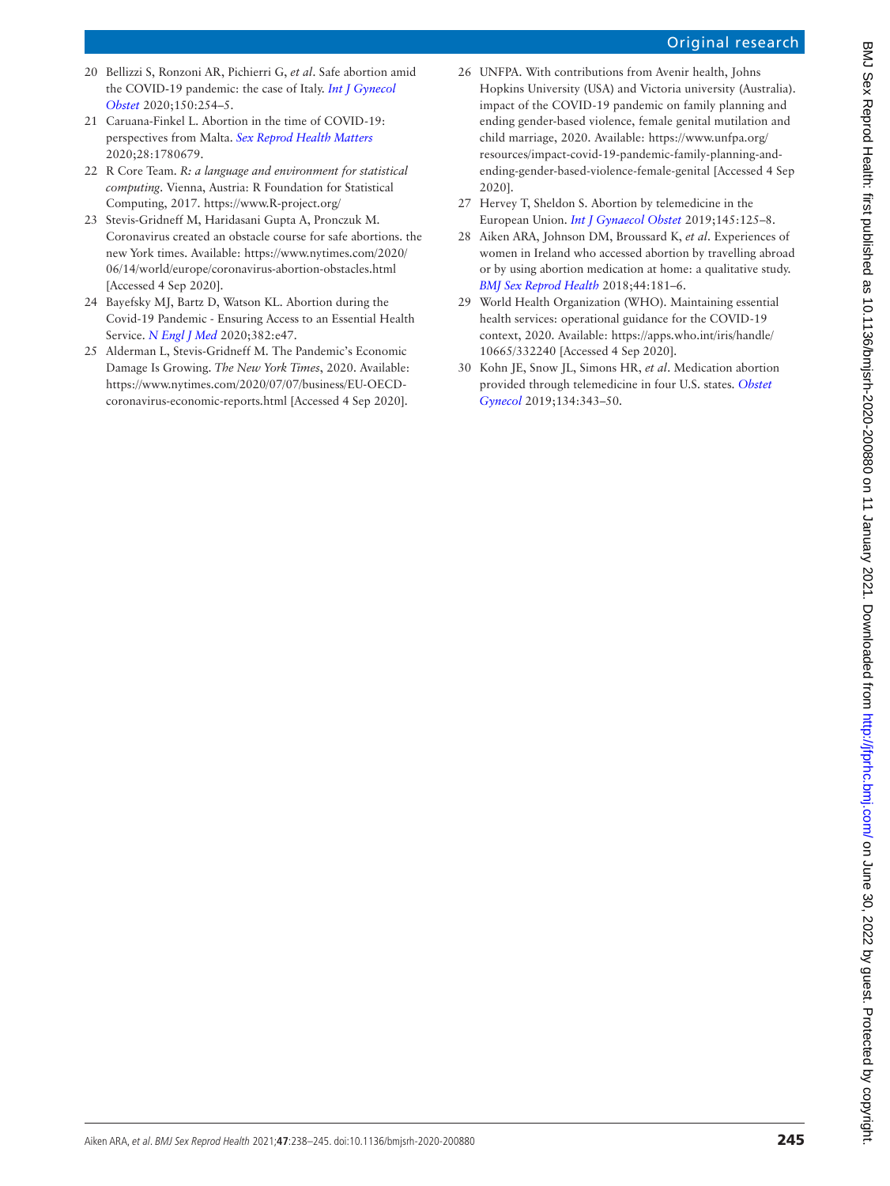20 Bellizzi S, Ronzoni AR, Pichierri G, *et al*. Safe abortion amid the COVID-19 pandemic: the case of Italy. *Int J Gynecol Obstet* 2020;150:254–5.

21 Caruana-Finkel L. Abortion in the time of COVID-19: perspectives from Malta. *Sex Reprod Health Matters* 2020;28:1780679.

22 R Core Team. *R: a language and environment for statistical computing*. Vienna, Austria: R Foundation for Statistical Computing, 2017. https://www.R-project.org/

23 Stevis-Gridneff M, Haridasani Gupta A, Pronczuk M. Coronavirus created an obstacle course for safe abortions. the new York times. Available: https://www.nytimes.com/2020/06/14/world/europe/coronavirus-abortion-obstacles.html [Accessed 4 Sep 2020].

24 Bayefsky MJ, Bartz D, Watson KL. Abortion during the Covid-19 Pandemic - Ensuring Access to an Essential Health Service. *N Engl J Med* 2020;382:e47.

25 Alderman L, Stevis-Gridneff M. The Pandemic's Economic Damage Is Growing. *The New York Times*, 2020. Available: https://www.nytimes.com/2020/07/07/business/EU-OECD-coronavirus-economic-reports.html [Accessed 4 Sep 2020].

26 UNFPA. With contributions from Avenir health, Johns Hopkins University (USA) and Victoria university (Australia). impact of the COVID-19 pandemic on family planning and ending gender-based violence, female genital mutilation and child marriage, 2020. Available: https://www.unfpa.org/resources/impact-covid-19-pandemic-family-planning-and-ending-gender-based-violence-female-genital [Accessed 4 Sep 2020].

27 Hervey T, Sheldon S. Abortion by telemedicine in the European Union. *Int J Gynaecol Obstet* 2019;145:125–8.

28 Aiken ARA, Johnson DM, Broussard K, *et al*. Experiences of women in Ireland who accessed abortion by travelling abroad or by using abortion medication at home: a qualitative study. *BMJ Sex Reprod Health* 2018;44:181–6.

29 World Health Organization (WHO). Maintaining essential health services: operational guidance for the COVID-19 context, 2020. Available: https://apps.who.int/iris/handle/10665/332240 [Accessed 4 Sep 2020].

30 Kohn JE, Snow JL, Simons HR, *et al*. Medication abortion provided through telemedicine in four U.S. states. *Obstet Gynecol* 2019;134:343–50.